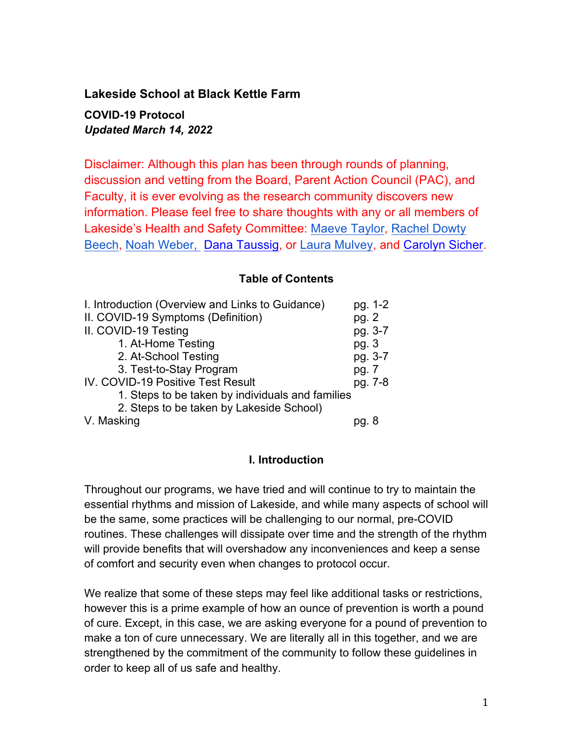# Lakeside School at Black Kettle Farm

## COVID-19 Protocol

***Updated March 14, 2022***

Disclaimer: Although this plan has been through rounds of planning, discussion and vetting from the Board, Parent Action Council (PAC), and Faculty, it is ever evolving as the research community discovers new information. Please feel free to share thoughts with any or all members of Lakeside's Health and Safety Committee: Maeve Taylor, Rachel Dowty Beech, Noah Weber, Dana Taussig, or Laura Mulvey, and Carolyn Sicher.

### Table of Contents

| | |
|---|---|
| I. Introduction (Overview and Links to Guidance) | pg. 1-2 |
| II. COVID-19 Symptoms (Definition) | pg. 2 |
| II. COVID-19 Testing | pg. 3-7 |
| 1. At-Home Testing | pg. 3 |
| 2. At-School Testing | pg. 3-7 |
| 3. Test-to-Stay Program | pg. 7 |
| IV. COVID-19 Positive Test Result | pg. 7-8 |
| 1. Steps to be taken by individuals and families | |
| 2. Steps to be taken by Lakeside School) | |
| V. Masking | pg. 8 |

### I. Introduction

Throughout our programs, we have tried and will continue to try to maintain the essential rhythms and mission of Lakeside, and while many aspects of school will be the same, some practices will be challenging to our normal, pre-COVID routines. These challenges will dissipate over time and the strength of the rhythm will provide benefits that will overshadow any inconveniences and keep a sense of comfort and security even when changes to protocol occur.

We realize that some of these steps may feel like additional tasks or restrictions, however this is a prime example of how an ounce of prevention is worth a pound of cure. Except, in this case, we are asking everyone for a pound of prevention to make a ton of cure unnecessary. We are literally all in this together, and we are strengthened by the commitment of the community to follow these guidelines in order to keep all of us safe and healthy.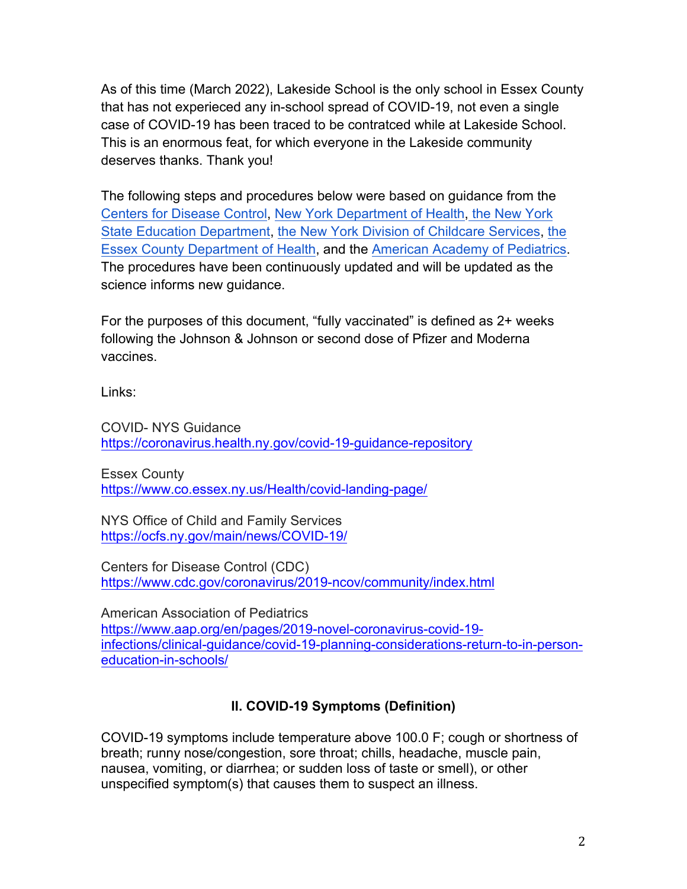As of this time (March 2022), Lakeside School is the only school in Essex County that has not experieced any in-school spread of COVID-19, not even a single case of COVID-19 has been traced to be contratced while at Lakeside School. This is an enormous feat, for which everyone in the Lakeside community deserves thanks. Thank you!

The following steps and procedures below were based on guidance from the Centers for Disease Control, New York Department of Health, the New York State Education Department, the New York Division of Childcare Services, the Essex County Department of Health, and the American Academy of Pediatrics. The procedures have been continuously updated and will be updated as the science informs new guidance.

For the purposes of this document, "fully vaccinated" is defined as 2+ weeks following the Johnson & Johnson or second dose of Pfizer and Moderna vaccines.

Links:

COVID- NYS Guidance
https://coronavirus.health.ny.gov/covid-19-guidance-repository

Essex County
https://www.co.essex.ny.us/Health/covid-landing-page/

NYS Office of Child and Family Services
https://ocfs.ny.gov/main/news/COVID-19/

Centers for Disease Control (CDC)
https://www.cdc.gov/coronavirus/2019-ncov/community/index.html

American Association of Pediatrics
https://www.aap.org/en/pages/2019-novel-coronavirus-covid-19-infections/clinical-guidance/covid-19-planning-considerations-return-to-in-person-education-in-schools/

## II. COVID-19 Symptoms (Definition)

COVID-19 symptoms include temperature above 100.0 F; cough or shortness of breath; runny nose/congestion, sore throat; chills, headache, muscle pain, nausea, vomiting, or diarrhea; or sudden loss of taste or smell), or other unspecified symptom(s) that causes them to suspect an illness.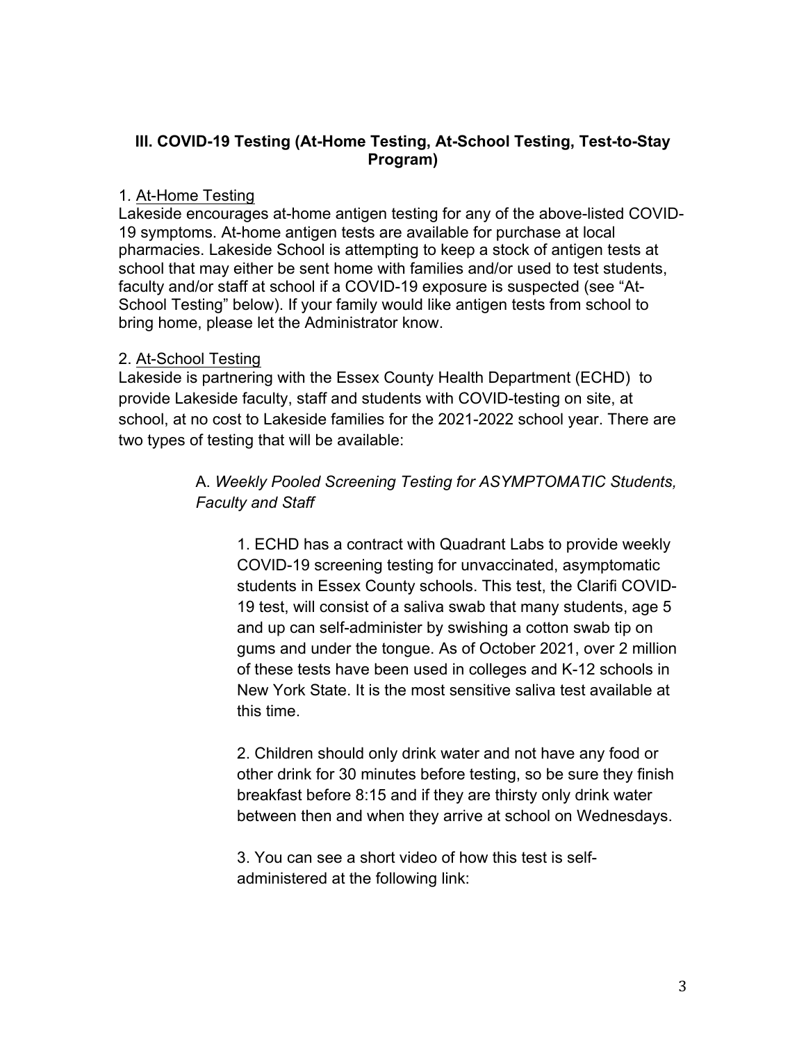### III. COVID-19 Testing (At-Home Testing, At-School Testing, Test-to-Stay Program)

1. <u>At-Home Testing</u>

Lakeside encourages at-home antigen testing for any of the above-listed COVID-19 symptoms. At-home antigen tests are available for purchase at local pharmacies. Lakeside School is attempting to keep a stock of antigen tests at school that may either be sent home with families and/or used to test students, faculty and/or staff at school if a COVID-19 exposure is suspected (see "At-School Testing" below). If your family would like antigen tests from school to bring home, please let the Administrator know.

2. <u>At-School Testing</u>

Lakeside is partnering with the Essex County Health Department (ECHD) to provide Lakeside faculty, staff and students with COVID-testing on site, at school, at no cost to Lakeside families for the 2021-2022 school year. There are two types of testing that will be available:

A. *Weekly Pooled Screening Testing for ASYMPTOMATIC Students, Faculty and Staff*

1. ECHD has a contract with Quadrant Labs to provide weekly COVID-19 screening testing for unvaccinated, asymptomatic students in Essex County schools. This test, the Clarifi COVID-19 test, will consist of a saliva swab that many students, age 5 and up can self-administer by swishing a cotton swab tip on gums and under the tongue. As of October 2021, over 2 million of these tests have been used in colleges and K-12 schools in New York State. It is the most sensitive saliva test available at this time.

2. Children should only drink water and not have any food or other drink for 30 minutes before testing, so be sure they finish breakfast before 8:15 and if they are thirsty only drink water between then and when they arrive at school on Wednesdays.

3. You can see a short video of how this test is self-administered at the following link: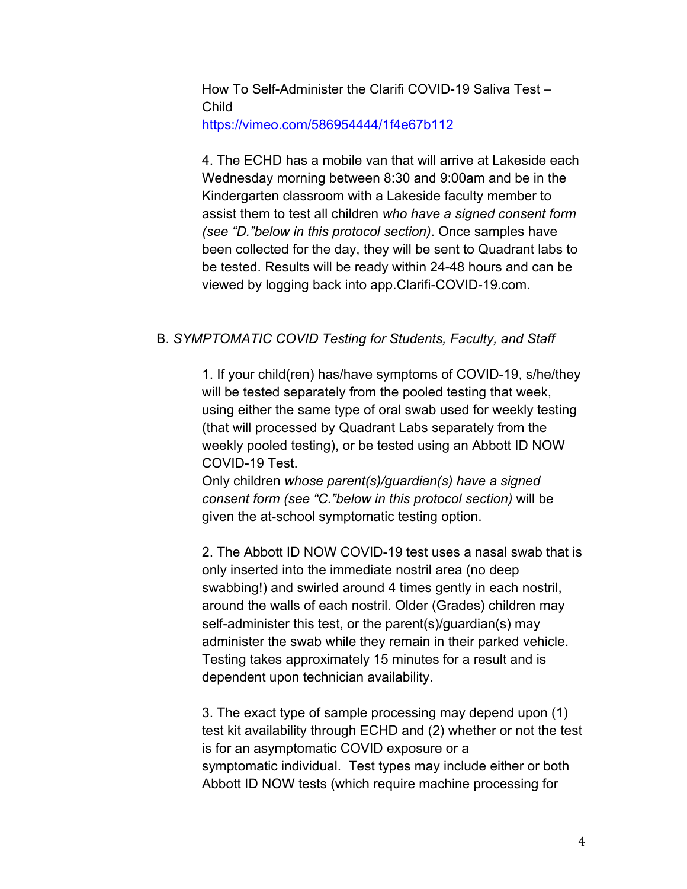How To Self-Administer the Clarifi COVID-19 Saliva Test – Child
https://vimeo.com/586954444/1f4e67b112

4. The ECHD has a mobile van that will arrive at Lakeside each Wednesday morning between 8:30 and 9:00am and be in the Kindergarten classroom with a Lakeside faculty member to assist them to test all children *who have a signed consent form (see "D."below in this protocol section)*. Once samples have been collected for the day, they will be sent to Quadrant labs to be tested. Results will be ready within 24-48 hours and can be viewed by logging back into app.Clarifi-COVID-19.com.

B. *SYMPTOMATIC COVID Testing for Students, Faculty, and Staff*

1. If your child(ren) has/have symptoms of COVID-19, s/he/they will be tested separately from the pooled testing that week, using either the same type of oral swab used for weekly testing (that will processed by Quadrant Labs separately from the weekly pooled testing), or be tested using an Abbott ID NOW COVID-19 Test.
Only children *whose parent(s)/guardian(s) have a signed consent form (see "C."below in this protocol section)* will be given the at-school symptomatic testing option.

2. The Abbott ID NOW COVID-19 test uses a nasal swab that is only inserted into the immediate nostril area (no deep swabbing!) and swirled around 4 times gently in each nostril, around the walls of each nostril. Older (Grades) children may self-administer this test, or the parent(s)/guardian(s) may administer the swab while they remain in their parked vehicle. Testing takes approximately 15 minutes for a result and is dependent upon technician availability.

3. The exact type of sample processing may depend upon (1) test kit availability through ECHD and (2) whether or not the test is for an asymptomatic COVID exposure or a symptomatic individual. Test types may include either or both Abbott ID NOW tests (which require machine processing for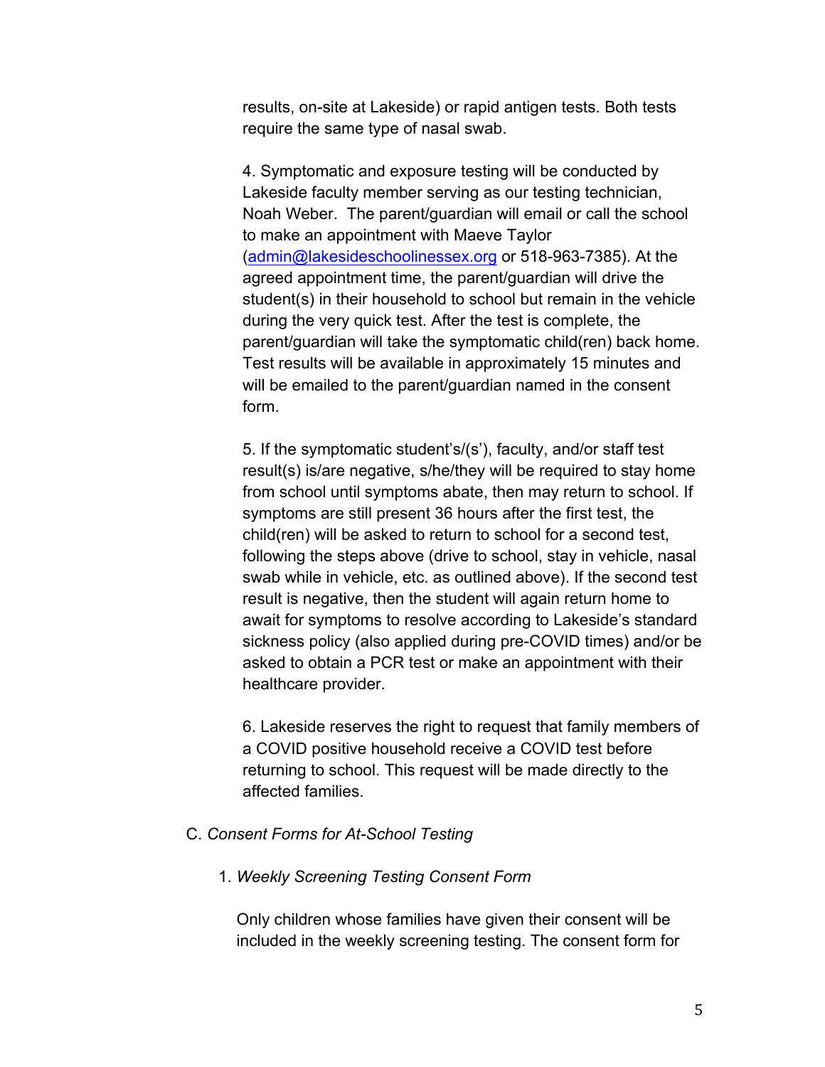results, on-site at Lakeside) or rapid antigen tests. Both tests require the same type of nasal swab.

4. Symptomatic and exposure testing will be conducted by Lakeside faculty member serving as our testing technician, Noah Weber. The parent/guardian will email or call the school to make an appointment with Maeve Taylor (admin@lakesideschoolinessex.org or 518-963-7385). At the agreed appointment time, the parent/guardian will drive the student(s) in their household to school but remain in the vehicle during the very quick test. After the test is complete, the parent/guardian will take the symptomatic child(ren) back home. Test results will be available in approximately 15 minutes and will be emailed to the parent/guardian named in the consent form.

5. If the symptomatic student's/(s'), faculty, and/or staff test result(s) is/are negative, s/he/they will be required to stay home from school until symptoms abate, then may return to school. If symptoms are still present 36 hours after the first test, the child(ren) will be asked to return to school for a second test, following the steps above (drive to school, stay in vehicle, nasal swab while in vehicle, etc. as outlined above). If the second test result is negative, then the student will again return home to await for symptoms to resolve according to Lakeside's standard sickness policy (also applied during pre-COVID times) and/or be asked to obtain a PCR test or make an appointment with their healthcare provider.

6. Lakeside reserves the right to request that family members of a COVID positive household receive a COVID test before returning to school. This request will be made directly to the affected families.

C. *Consent Forms for At-School Testing*

1. *Weekly Screening Testing Consent Form*

Only children whose families have given their consent will be included in the weekly screening testing. The consent form for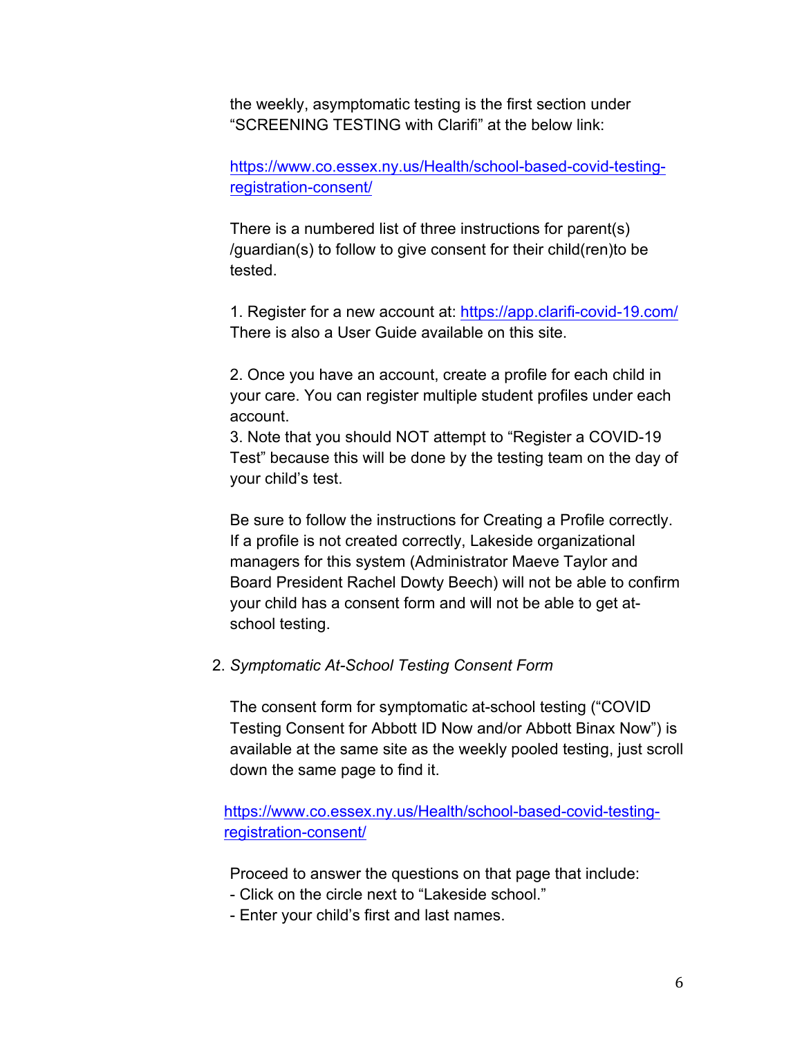the weekly, asymptomatic testing is the first section under "SCREENING TESTING with Clarifi" at the below link:

https://www.co.essex.ny.us/Health/school-based-covid-testing-registration-consent/

There is a numbered list of three instructions for parent(s) /guardian(s) to follow to give consent for their child(ren)to be tested.

1. Register for a new account at: https://app.clarifi-covid-19.com/ There is also a User Guide available on this site.

2. Once you have an account, create a profile for each child in your care. You can register multiple student profiles under each account.

3. Note that you should NOT attempt to "Register a COVID-19 Test" because this will be done by the testing team on the day of your child's test.

Be sure to follow the instructions for Creating a Profile correctly. If a profile is not created correctly, Lakeside organizational managers for this system (Administrator Maeve Taylor and Board President Rachel Dowty Beech) will not be able to confirm your child has a consent form and will not be able to get at-school testing.

2. *Symptomatic At-School Testing Consent Form*

   The consent form for symptomatic at-school testing ("COVID Testing Consent for Abbott ID Now and/or Abbott Binax Now") is available at the same site as the weekly pooled testing, just scroll down the same page to find it.

   https://www.co.essex.ny.us/Health/school-based-covid-testing-registration-consent/

   Proceed to answer the questions on that page that include:
   - Click on the circle next to "Lakeside school."
   - Enter your child's first and last names.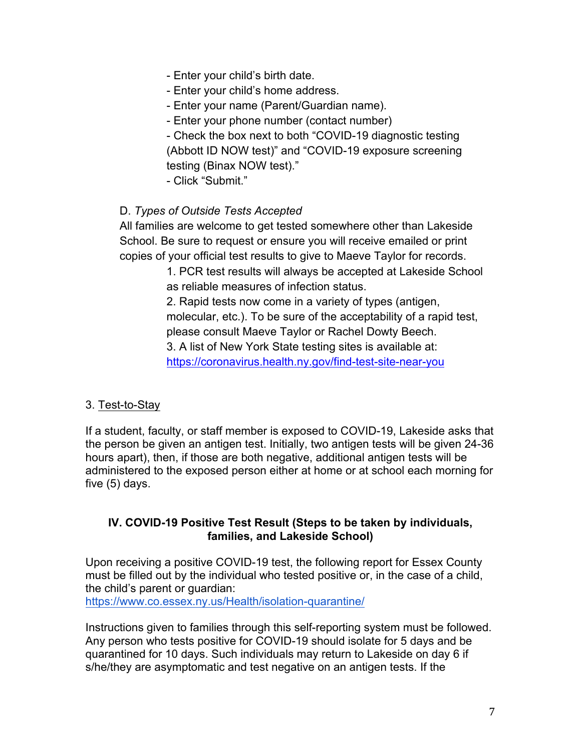- Enter your child's birth date.
- Enter your child's home address.
- Enter your name (Parent/Guardian name).
- Enter your phone number (contact number)
- Check the box next to both "COVID-19 diagnostic testing (Abbott ID NOW test)" and "COVID-19 exposure screening testing (Binax NOW test)."
- Click "Submit."

D. *Types of Outside Tests Accepted*

All families are welcome to get tested somewhere other than Lakeside School. Be sure to request or ensure you will receive emailed or print copies of your official test results to give to Maeve Taylor for records.

1. PCR test results will always be accepted at Lakeside School as reliable measures of infection status.
2. Rapid tests now come in a variety of types (antigen, molecular, etc.). To be sure of the acceptability of a rapid test, please consult Maeve Taylor or Rachel Dowty Beech.
3. A list of New York State testing sites is available at: https://coronavirus.health.ny.gov/find-test-site-near-you

3. Test-to-Stay

If a student, faculty, or staff member is exposed to COVID-19, Lakeside asks that the person be given an antigen test. Initially, two antigen tests will be given 24-36 hours apart), then, if those are both negative, additional antigen tests will be administered to the exposed person either at home or at school each morning for five (5) days.

## IV. COVID-19 Positive Test Result (Steps to be taken by individuals, families, and Lakeside School)

Upon receiving a positive COVID-19 test, the following report for Essex County must be filled out by the individual who tested positive or, in the case of a child, the child's parent or guardian:
https://www.co.essex.ny.us/Health/isolation-quarantine/

Instructions given to families through this self-reporting system must be followed. Any person who tests positive for COVID-19 should isolate for 5 days and be quarantined for 10 days. Such individuals may return to Lakeside on day 6 if s/he/they are asymptomatic and test negative on an antigen tests. If the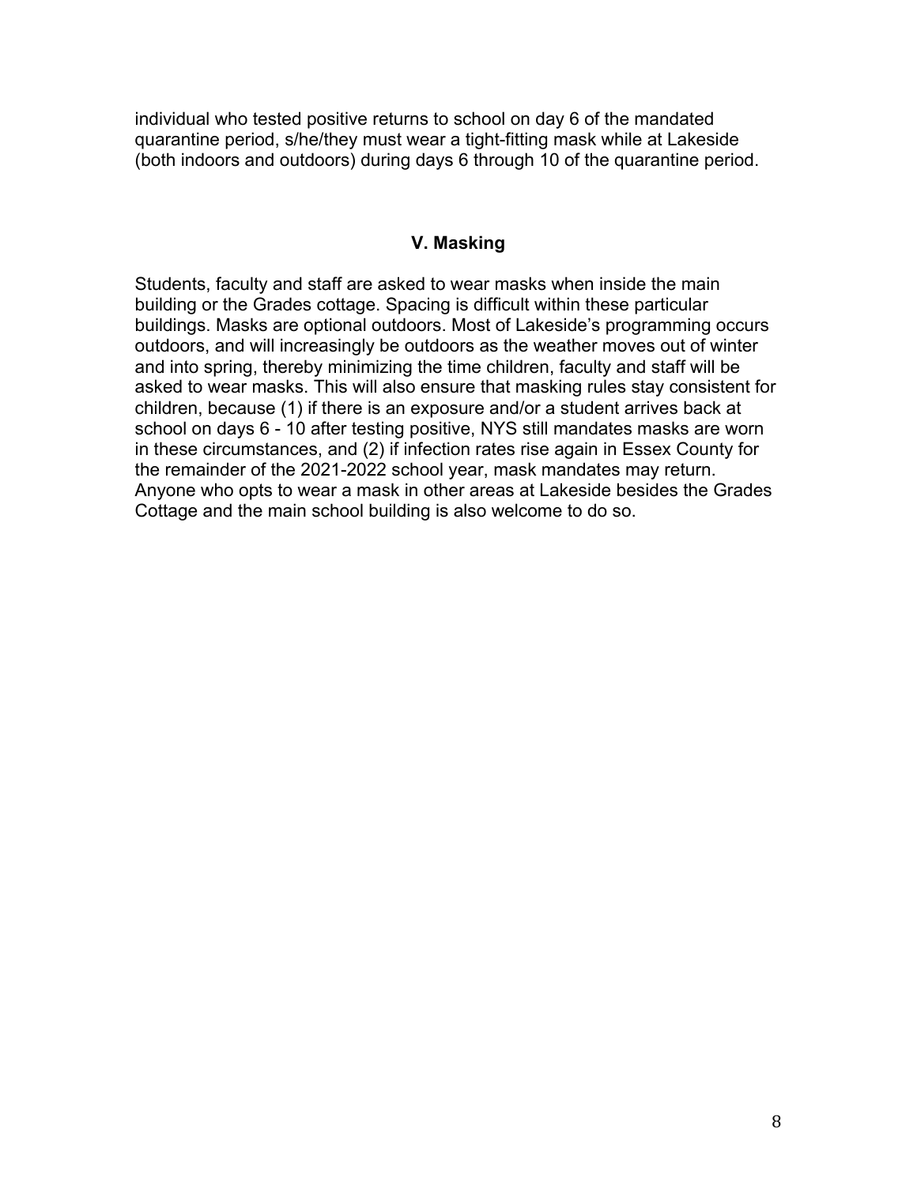individual who tested positive returns to school on day 6 of the mandated quarantine period, s/he/they must wear a tight-fitting mask while at Lakeside (both indoors and outdoors) during days 6 through 10 of the quarantine period.

## V. Masking

Students, faculty and staff are asked to wear masks when inside the main building or the Grades cottage. Spacing is difficult within these particular buildings. Masks are optional outdoors. Most of Lakeside's programming occurs outdoors, and will increasingly be outdoors as the weather moves out of winter and into spring, thereby minimizing the time children, faculty and staff will be asked to wear masks. This will also ensure that masking rules stay consistent for children, because (1) if there is an exposure and/or a student arrives back at school on days 6 - 10 after testing positive, NYS still mandates masks are worn in these circumstances, and (2) if infection rates rise again in Essex County for the remainder of the 2021-2022 school year, mask mandates may return. Anyone who opts to wear a mask in other areas at Lakeside besides the Grades Cottage and the main school building is also welcome to do so.